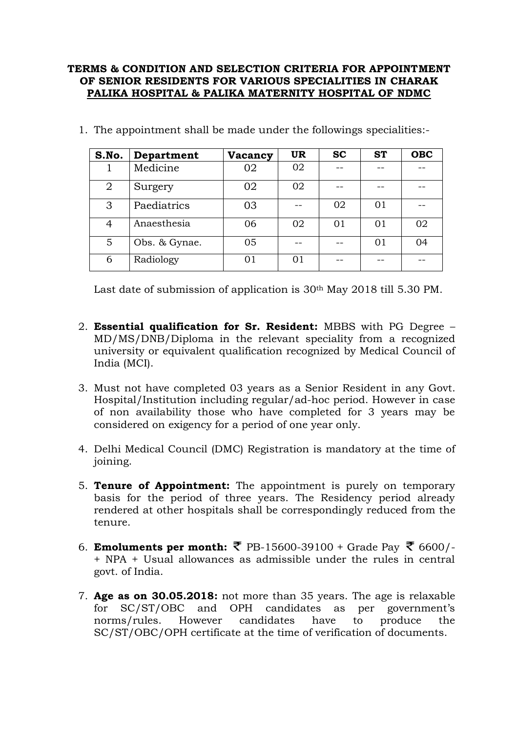**TERMS & CONDITION AND SELECTION CRITERIA FOR APPOINTMENT OF SENIOR RESIDENTS FOR VARIOUS SPECIALITIES IN CHARAK PALIKA HOSPITAL & PALIKA MATERNITY HOSPITAL OF NDMC**

1. The appointment shall be made under the followings specialities:-

| S.No. | Department | Vacancy | UR | SC | ST | OBC |
|---|---|---|---|---|---|---|
| 1 | Medicine | 02 | 02 | -- | -- | -- |
| 2 | Surgery | 02 | 02 | -- | -- | -- |
| 3 | Paediatrics | 03 | -- | 02 | 01 | -- |
| 4 | Anaesthesia | 06 | 02 | 01 | 01 | 02 |
| 5 | Obs. & Gynae. | 05 | -- | -- | 01 | 04 |
| 6 | Radiology | 01 | 01 | -- | -- | -- |

   Last date of submission of application is 30th May 2018 till 5.30 PM.

2. **Essential qualification for Sr. Resident:** MBBS with PG Degree – MD/MS/DNB/Diploma in the relevant speciality from a recognized university or equivalent qualification recognized by Medical Council of India (MCI).

3. Must not have completed 03 years as a Senior Resident in any Govt. Hospital/Institution including regular/ad-hoc period. However in case of non availability those who have completed for 3 years may be considered on exigency for a period of one year only.

4. Delhi Medical Council (DMC) Registration is mandatory at the time of joining.

5. **Tenure of Appointment:** The appointment is purely on temporary basis for the period of three years. The Residency period already rendered at other hospitals shall be correspondingly reduced from the tenure.

6. **Emoluments per month:** ₹ PB-15600-39100 + Grade Pay ₹ 6600/- + NPA + Usual allowances as admissible under the rules in central govt. of India.

7. **Age as on 30.05.2018:** not more than 35 years. The age is relaxable for SC/ST/OBC and OPH candidates as per government's norms/rules. However candidates have to produce the SC/ST/OBC/OPH certificate at the time of verification of documents.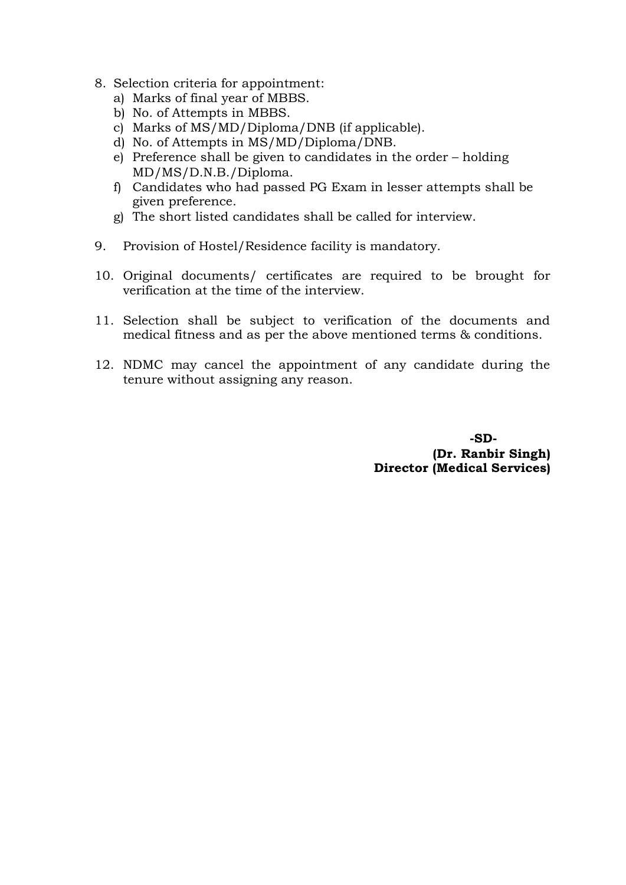8. Selection criteria for appointment:
   a) Marks of final year of MBBS.
   b) No. of Attempts in MBBS.
   c) Marks of MS/MD/Diploma/DNB (if applicable).
   d) No. of Attempts in MS/MD/Diploma/DNB.
   e) Preference shall be given to candidates in the order – holding MD/MS/D.N.B./Diploma.
   f) Candidates who had passed PG Exam in lesser attempts shall be given preference.
   g) The short listed candidates shall be called for interview.

9. Provision of Hostel/Residence facility is mandatory.

10. Original documents/ certificates are required to be brought for verification at the time of the interview.

11. Selection shall be subject to verification of the documents and medical fitness and as per the above mentioned terms & conditions.

12. NDMC may cancel the appointment of any candidate during the tenure without assigning any reason.

**-SD-**
**(Dr. Ranbir Singh)**
**Director (Medical Services)**